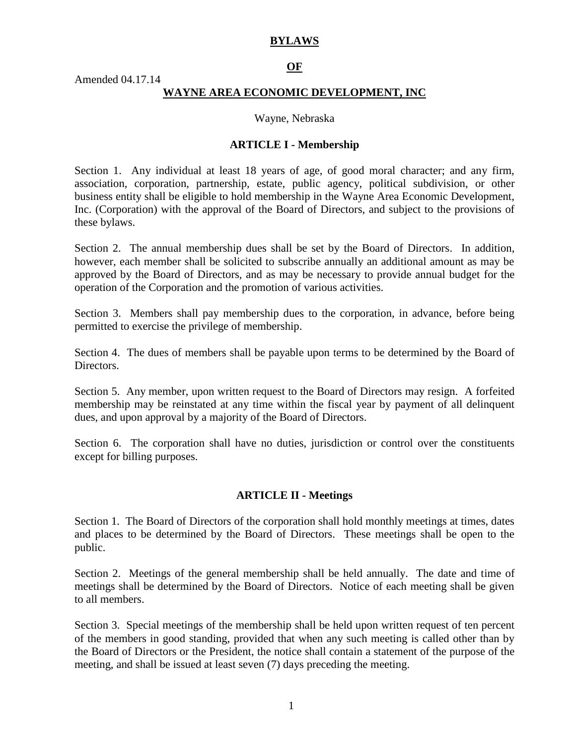# BYLAWS

# OF

Amended 04.17.14

# WAYNE AREA ECONOMIC DEVELOPMENT, INC

Wayne, Nebraska

## ARTICLE I - Membership

Section 1. Any individual at least 18 years of age, of good moral character; and any firm, association, corporation, partnership, estate, public agency, political subdivision, or other business entity shall be eligible to hold membership in the Wayne Area Economic Development, Inc. (Corporation) with the approval of the Board of Directors, and subject to the provisions of these bylaws.

Section 2. The annual membership dues shall be set by the Board of Directors. In addition, however, each member shall be solicited to subscribe annually an additional amount as may be approved by the Board of Directors, and as may be necessary to provide annual budget for the operation of the Corporation and the promotion of various activities.

Section 3. Members shall pay membership dues to the corporation, in advance, before being permitted to exercise the privilege of membership.

Section 4. The dues of members shall be payable upon terms to be determined by the Board of Directors.

Section 5. Any member, upon written request to the Board of Directors may resign. A forfeited membership may be reinstated at any time within the fiscal year by payment of all delinquent dues, and upon approval by a majority of the Board of Directors.

Section 6. The corporation shall have no duties, jurisdiction or control over the constituents except for billing purposes.

## ARTICLE II - Meetings

Section 1. The Board of Directors of the corporation shall hold monthly meetings at times, dates and places to be determined by the Board of Directors. These meetings shall be open to the public.

Section 2. Meetings of the general membership shall be held annually. The date and time of meetings shall be determined by the Board of Directors. Notice of each meeting shall be given to all members.

Section 3. Special meetings of the membership shall be held upon written request of ten percent of the members in good standing, provided that when any such meeting is called other than by the Board of Directors or the President, the notice shall contain a statement of the purpose of the meeting, and shall be issued at least seven (7) days preceding the meeting.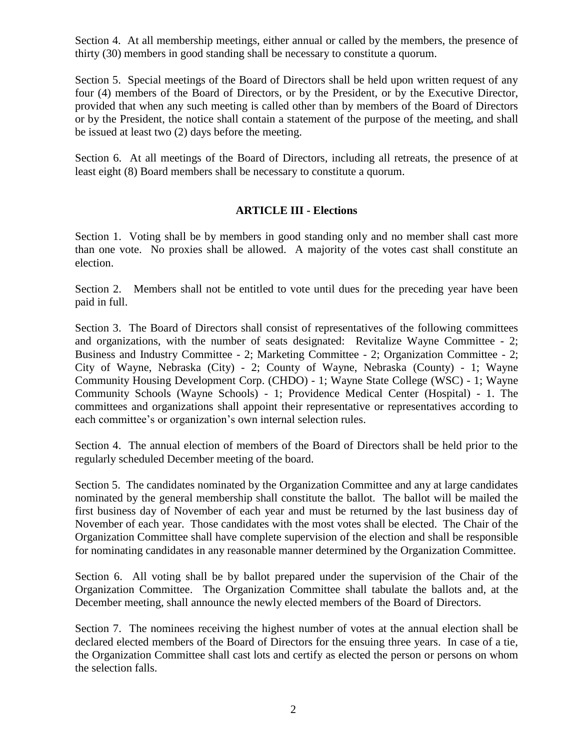Section 4. At all membership meetings, either annual or called by the members, the presence of thirty (30) members in good standing shall be necessary to constitute a quorum.

Section 5. Special meetings of the Board of Directors shall be held upon written request of any four (4) members of the Board of Directors, or by the President, or by the Executive Director, provided that when any such meeting is called other than by members of the Board of Directors or by the President, the notice shall contain a statement of the purpose of the meeting, and shall be issued at least two (2) days before the meeting.

Section 6. At all meetings of the Board of Directors, including all retreats, the presence of at least eight (8) Board members shall be necessary to constitute a quorum.

## ARTICLE III - Elections

Section 1. Voting shall be by members in good standing only and no member shall cast more than one vote. No proxies shall be allowed. A majority of the votes cast shall constitute an election.

Section 2. Members shall not be entitled to vote until dues for the preceding year have been paid in full.

Section 3. The Board of Directors shall consist of representatives of the following committees and organizations, with the number of seats designated: Revitalize Wayne Committee - 2; Business and Industry Committee - 2; Marketing Committee - 2; Organization Committee - 2; City of Wayne, Nebraska (City) - 2; County of Wayne, Nebraska (County) - 1; Wayne Community Housing Development Corp. (CHDO) - 1; Wayne State College (WSC) - 1; Wayne Community Schools (Wayne Schools) - 1; Providence Medical Center (Hospital) - 1. The committees and organizations shall appoint their representative or representatives according to each committee's or organization's own internal selection rules.

Section 4. The annual election of members of the Board of Directors shall be held prior to the regularly scheduled December meeting of the board.

Section 5. The candidates nominated by the Organization Committee and any at large candidates nominated by the general membership shall constitute the ballot. The ballot will be mailed the first business day of November of each year and must be returned by the last business day of November of each year. Those candidates with the most votes shall be elected. The Chair of the Organization Committee shall have complete supervision of the election and shall be responsible for nominating candidates in any reasonable manner determined by the Organization Committee.

Section 6. All voting shall be by ballot prepared under the supervision of the Chair of the Organization Committee. The Organization Committee shall tabulate the ballots and, at the December meeting, shall announce the newly elected members of the Board of Directors.

Section 7. The nominees receiving the highest number of votes at the annual election shall be declared elected members of the Board of Directors for the ensuing three years. In case of a tie, the Organization Committee shall cast lots and certify as elected the person or persons on whom the selection falls.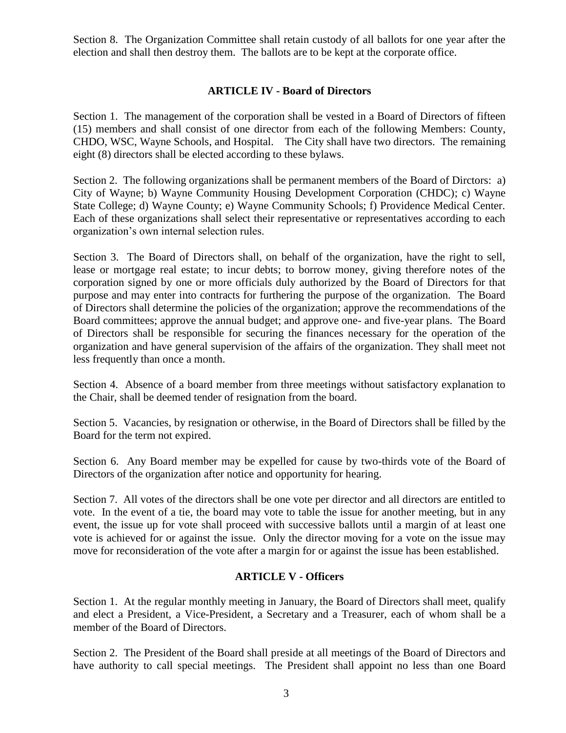Section 8. The Organization Committee shall retain custody of all ballots for one year after the election and shall then destroy them. The ballots are to be kept at the corporate office.

## ARTICLE IV - Board of Directors

Section 1. The management of the corporation shall be vested in a Board of Directors of fifteen (15) members and shall consist of one director from each of the following Members: County, CHDO, WSC, Wayne Schools, and Hospital. The City shall have two directors. The remaining eight (8) directors shall be elected according to these bylaws.

Section 2. The following organizations shall be permanent members of the Board of Dirctors: a) City of Wayne; b) Wayne Community Housing Development Corporation (CHDC); c) Wayne State College; d) Wayne County; e) Wayne Community Schools; f) Providence Medical Center. Each of these organizations shall select their representative or representatives according to each organization's own internal selection rules.

Section 3. The Board of Directors shall, on behalf of the organization, have the right to sell, lease or mortgage real estate; to incur debts; to borrow money, giving therefore notes of the corporation signed by one or more officials duly authorized by the Board of Directors for that purpose and may enter into contracts for furthering the purpose of the organization. The Board of Directors shall determine the policies of the organization; approve the recommendations of the Board committees; approve the annual budget; and approve one- and five-year plans. The Board of Directors shall be responsible for securing the finances necessary for the operation of the organization and have general supervision of the affairs of the organization. They shall meet not less frequently than once a month.

Section 4. Absence of a board member from three meetings without satisfactory explanation to the Chair, shall be deemed tender of resignation from the board.

Section 5. Vacancies, by resignation or otherwise, in the Board of Directors shall be filled by the Board for the term not expired.

Section 6. Any Board member may be expelled for cause by two-thirds vote of the Board of Directors of the organization after notice and opportunity for hearing.

Section 7. All votes of the directors shall be one vote per director and all directors are entitled to vote. In the event of a tie, the board may vote to table the issue for another meeting, but in any event, the issue up for vote shall proceed with successive ballots until a margin of at least one vote is achieved for or against the issue. Only the director moving for a vote on the issue may move for reconsideration of the vote after a margin for or against the issue has been established.

## ARTICLE V - Officers

Section 1. At the regular monthly meeting in January, the Board of Directors shall meet, qualify and elect a President, a Vice-President, a Secretary and a Treasurer, each of whom shall be a member of the Board of Directors.

Section 2. The President of the Board shall preside at all meetings of the Board of Directors and have authority to call special meetings. The President shall appoint no less than one Board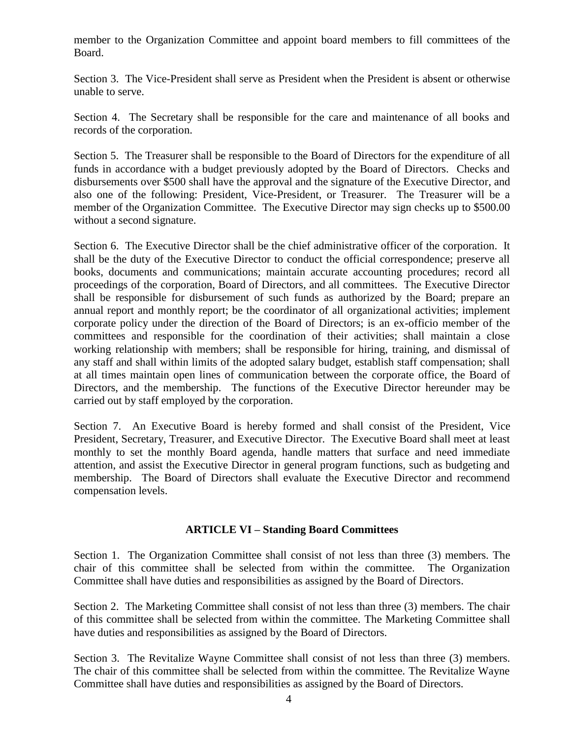member to the Organization Committee and appoint board members to fill committees of the Board.

Section 3. The Vice-President shall serve as President when the President is absent or otherwise unable to serve.

Section 4. The Secretary shall be responsible for the care and maintenance of all books and records of the corporation.

Section 5. The Treasurer shall be responsible to the Board of Directors for the expenditure of all funds in accordance with a budget previously adopted by the Board of Directors. Checks and disbursements over $500 shall have the approval and the signature of the Executive Director, and also one of the following: President, Vice-President, or Treasurer. The Treasurer will be a member of the Organization Committee. The Executive Director may sign checks up to $500.00 without a second signature.

Section 6. The Executive Director shall be the chief administrative officer of the corporation. It shall be the duty of the Executive Director to conduct the official correspondence; preserve all books, documents and communications; maintain accurate accounting procedures; record all proceedings of the corporation, Board of Directors, and all committees. The Executive Director shall be responsible for disbursement of such funds as authorized by the Board; prepare an annual report and monthly report; be the coordinator of all organizational activities; implement corporate policy under the direction of the Board of Directors; is an ex-officio member of the committees and responsible for the coordination of their activities; shall maintain a close working relationship with members; shall be responsible for hiring, training, and dismissal of any staff and shall within limits of the adopted salary budget, establish staff compensation; shall at all times maintain open lines of communication between the corporate office, the Board of Directors, and the membership. The functions of the Executive Director hereunder may be carried out by staff employed by the corporation.

Section 7. An Executive Board is hereby formed and shall consist of the President, Vice President, Secretary, Treasurer, and Executive Director. The Executive Board shall meet at least monthly to set the monthly Board agenda, handle matters that surface and need immediate attention, and assist the Executive Director in general program functions, such as budgeting and membership. The Board of Directors shall evaluate the Executive Director and recommend compensation levels.

## ARTICLE VI – Standing Board Committees

Section 1. The Organization Committee shall consist of not less than three (3) members. The chair of this committee shall be selected from within the committee. The Organization Committee shall have duties and responsibilities as assigned by the Board of Directors.

Section 2. The Marketing Committee shall consist of not less than three (3) members. The chair of this committee shall be selected from within the committee. The Marketing Committee shall have duties and responsibilities as assigned by the Board of Directors.

Section 3. The Revitalize Wayne Committee shall consist of not less than three (3) members. The chair of this committee shall be selected from within the committee. The Revitalize Wayne Committee shall have duties and responsibilities as assigned by the Board of Directors.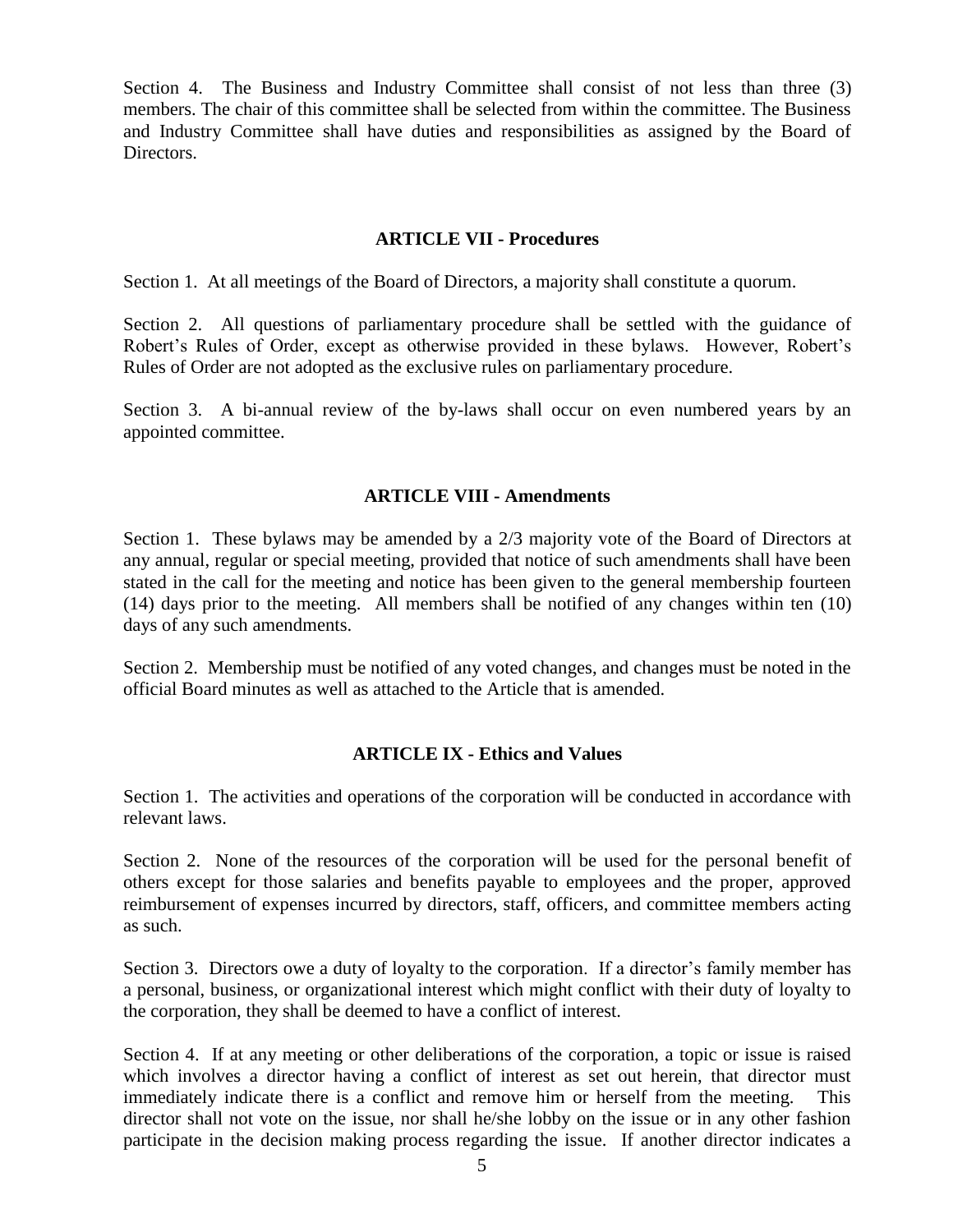Section 4. The Business and Industry Committee shall consist of not less than three (3) members. The chair of this committee shall be selected from within the committee. The Business and Industry Committee shall have duties and responsibilities as assigned by the Board of Directors.

## ARTICLE VII - Procedures

Section 1. At all meetings of the Board of Directors, a majority shall constitute a quorum.

Section 2. All questions of parliamentary procedure shall be settled with the guidance of Robert's Rules of Order, except as otherwise provided in these bylaws. However, Robert's Rules of Order are not adopted as the exclusive rules on parliamentary procedure.

Section 3. A bi-annual review of the by-laws shall occur on even numbered years by an appointed committee.

## ARTICLE VIII - Amendments

Section 1. These bylaws may be amended by a 2/3 majority vote of the Board of Directors at any annual, regular or special meeting, provided that notice of such amendments shall have been stated in the call for the meeting and notice has been given to the general membership fourteen (14) days prior to the meeting. All members shall be notified of any changes within ten (10) days of any such amendments.

Section 2. Membership must be notified of any voted changes, and changes must be noted in the official Board minutes as well as attached to the Article that is amended.

## ARTICLE IX - Ethics and Values

Section 1. The activities and operations of the corporation will be conducted in accordance with relevant laws.

Section 2. None of the resources of the corporation will be used for the personal benefit of others except for those salaries and benefits payable to employees and the proper, approved reimbursement of expenses incurred by directors, staff, officers, and committee members acting as such.

Section 3. Directors owe a duty of loyalty to the corporation. If a director's family member has a personal, business, or organizational interest which might conflict with their duty of loyalty to the corporation, they shall be deemed to have a conflict of interest.

Section 4. If at any meeting or other deliberations of the corporation, a topic or issue is raised which involves a director having a conflict of interest as set out herein, that director must immediately indicate there is a conflict and remove him or herself from the meeting. This director shall not vote on the issue, nor shall he/she lobby on the issue or in any other fashion participate in the decision making process regarding the issue. If another director indicates a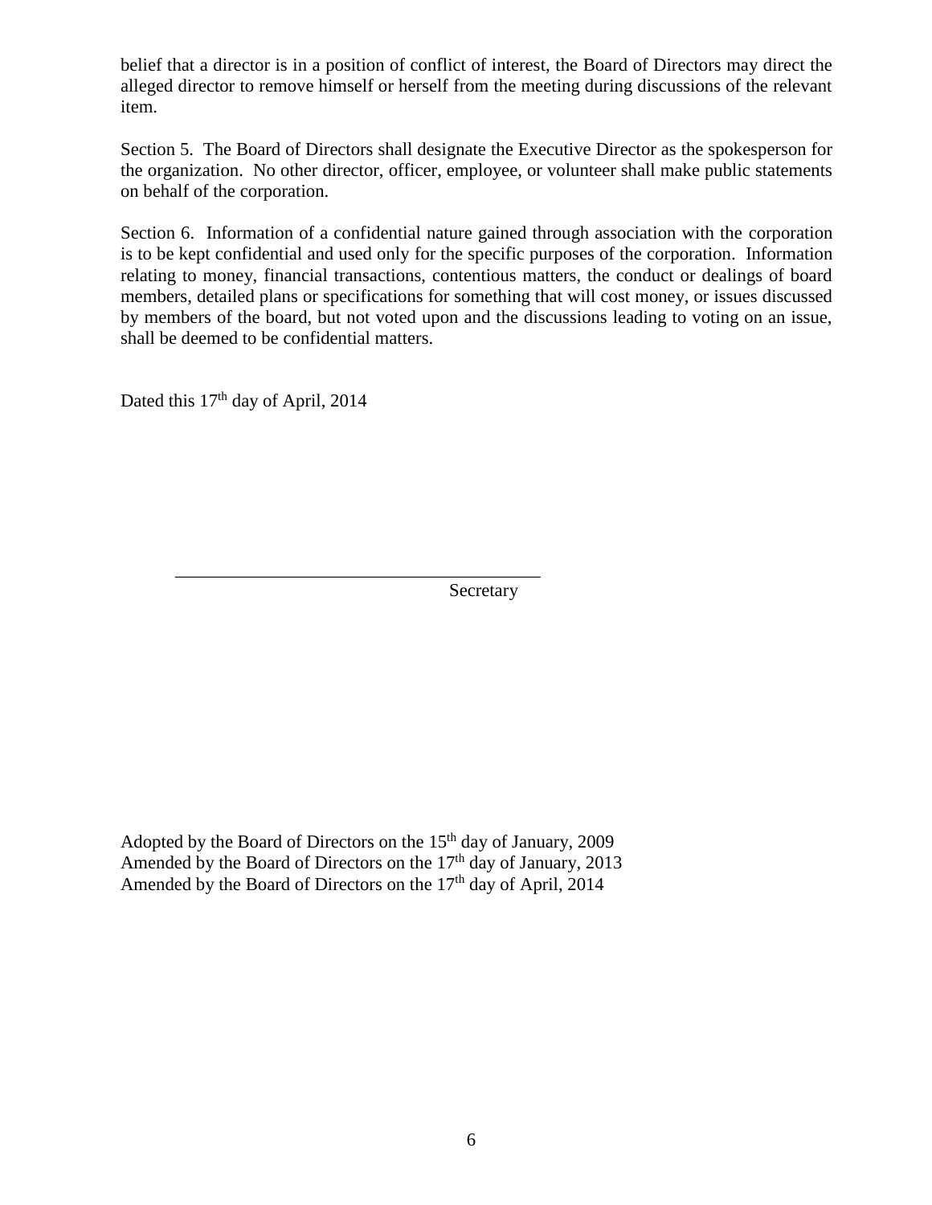belief that a director is in a position of conflict of interest, the Board of Directors may direct the alleged director to remove himself or herself from the meeting during discussions of the relevant item.

Section 5. The Board of Directors shall designate the Executive Director as the spokesperson for the organization. No other director, officer, employee, or volunteer shall make public statements on behalf of the corporation.

Section 6. Information of a confidential nature gained through association with the corporation is to be kept confidential and used only for the specific purposes of the corporation. Information relating to money, financial transactions, contentious matters, the conduct or dealings of board members, detailed plans or specifications for something that will cost money, or issues discussed by members of the board, but not voted upon and the discussions leading to voting on an issue, shall be deemed to be confidential matters.

Dated this 17th day of April, 2014

\_\_\_\_\_\_\_\_\_\_\_\_\_\_\_\_\_\_\_\_\_\_\_\_\_\_\_\_\_\_\_\_\_\_\_\_\_\_\_\_

Secretary

Adopted by the Board of Directors on the 15th day of January, 2009
Amended by the Board of Directors on the 17th day of January, 2013
Amended by the Board of Directors on the 17th day of April, 2014